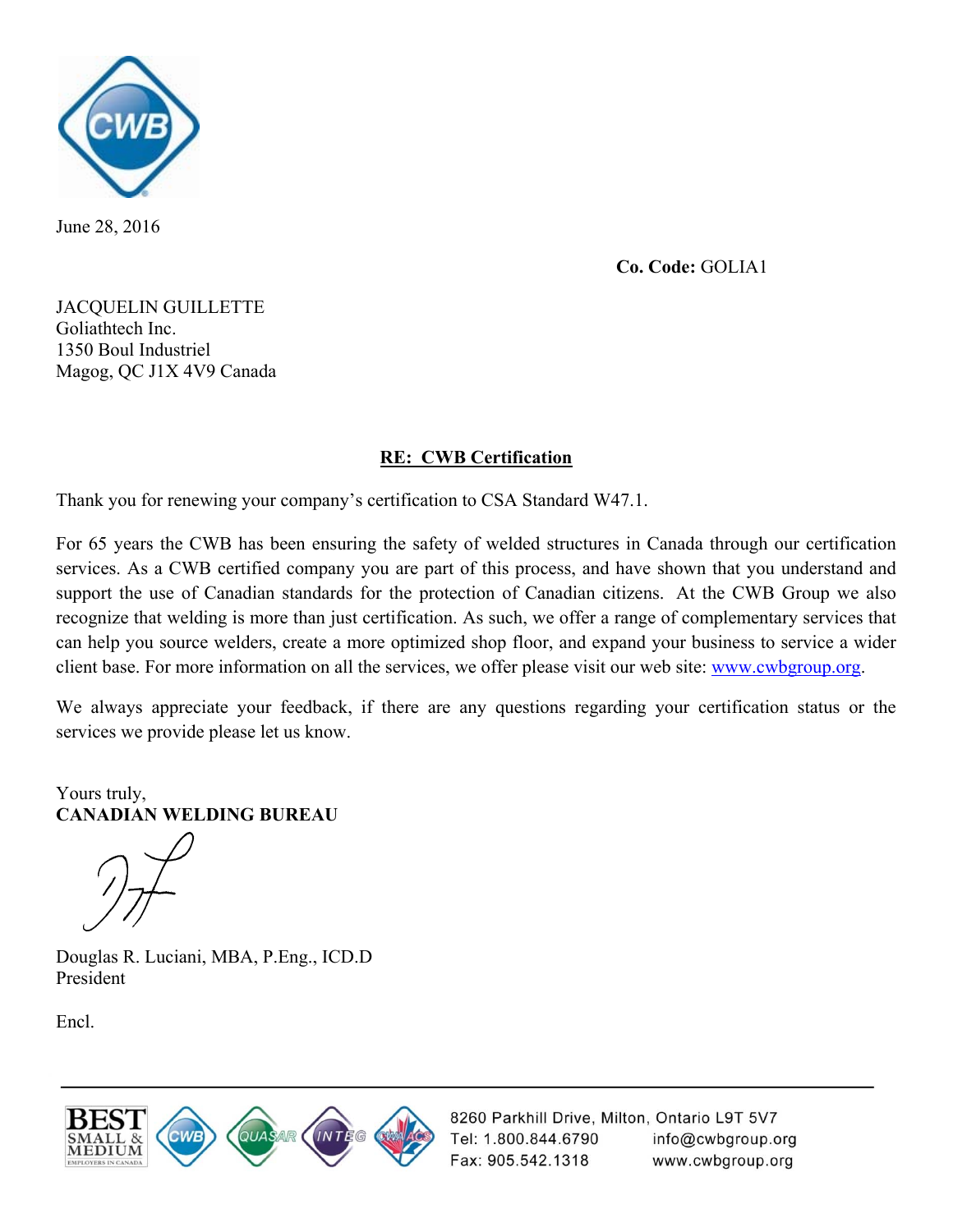June 28, 2016

**Co. Code:** GOLIA1

JACQUELIN GUILLETTE
Goliathtech Inc.
1350 Boul Industriel
Magog, QC J1X 4V9 Canada

**RE: CWB Certification**

Thank you for renewing your company's certification to CSA Standard W47.1.

For 65 years the CWB has been ensuring the safety of welded structures in Canada through our certification services. As a CWB certified company you are part of this process, and have shown that you understand and support the use of Canadian standards for the protection of Canadian citizens. At the CWB Group we also recognize that welding is more than just certification. As such, we offer a range of complementary services that can help you source welders, create a more optimized shop floor, and expand your business to service a wider client base. For more information on all the services, we offer please visit our web site: www.cwbgroup.org.

We always appreciate your feedback, if there are any questions regarding your certification status or the services we provide please let us know.

Yours truly,
**CANADIAN WELDING BUREAU**

Douglas R. Luciani, MBA, P.Eng., ICD.D
President

Encl.

8260 Parkhill Drive, Milton, Ontario L9T 5V7
Tel: 1.800.844.6790 info@cwbgroup.org
Fax: 905.542.1318 www.cwbgroup.org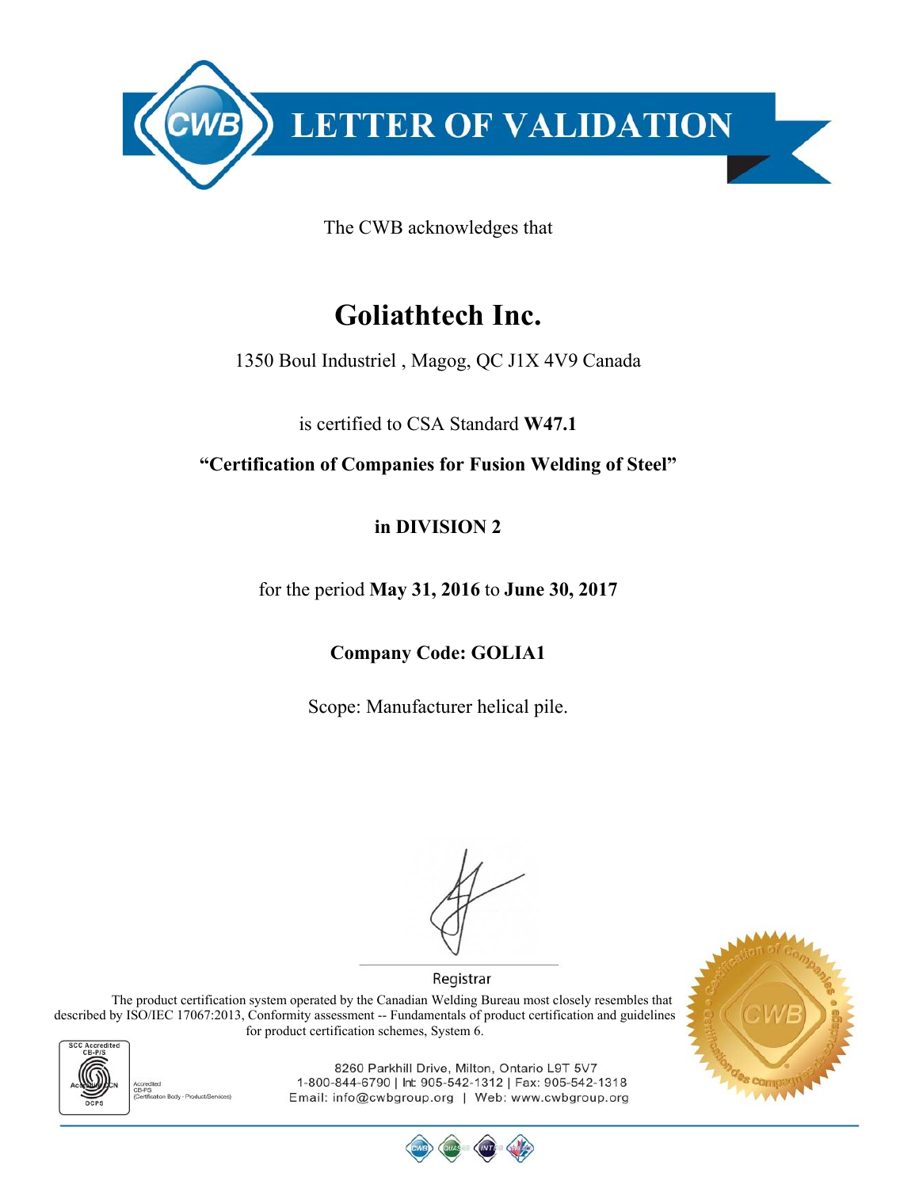# LETTER OF VALIDATION

The CWB acknowledges that

## Goliathtech Inc.

1350 Boul Industriel , Magog, QC J1X 4V9 Canada

is certified to CSA Standard **W47.1**

**"Certification of Companies for Fusion Welding of Steel"**

**in DIVISION 2**

for the period **May 31, 2016** to **June 30, 2017**

**Company Code: GOLIA1**

Scope: Manufacturer helical pile.

Registrar

The product certification system operated by the Canadian Welding Bureau most closely resembles that described by ISO/IEC 17067:2013, Conformity assessment -- Fundamentals of product certification and guidelines for product certification schemes, System 6.

SCC Accredited CB-P/S
Accredited CB-PS (Certification Body - Product/Services)

8260 Parkhill Drive, Milton, Ontario L9T 5V7
1-800-844-6790 | Int: 905-542-1312 | Fax: 905-542-1318
Email: info@cwbgroup.org | Web: www.cwbgroup.org